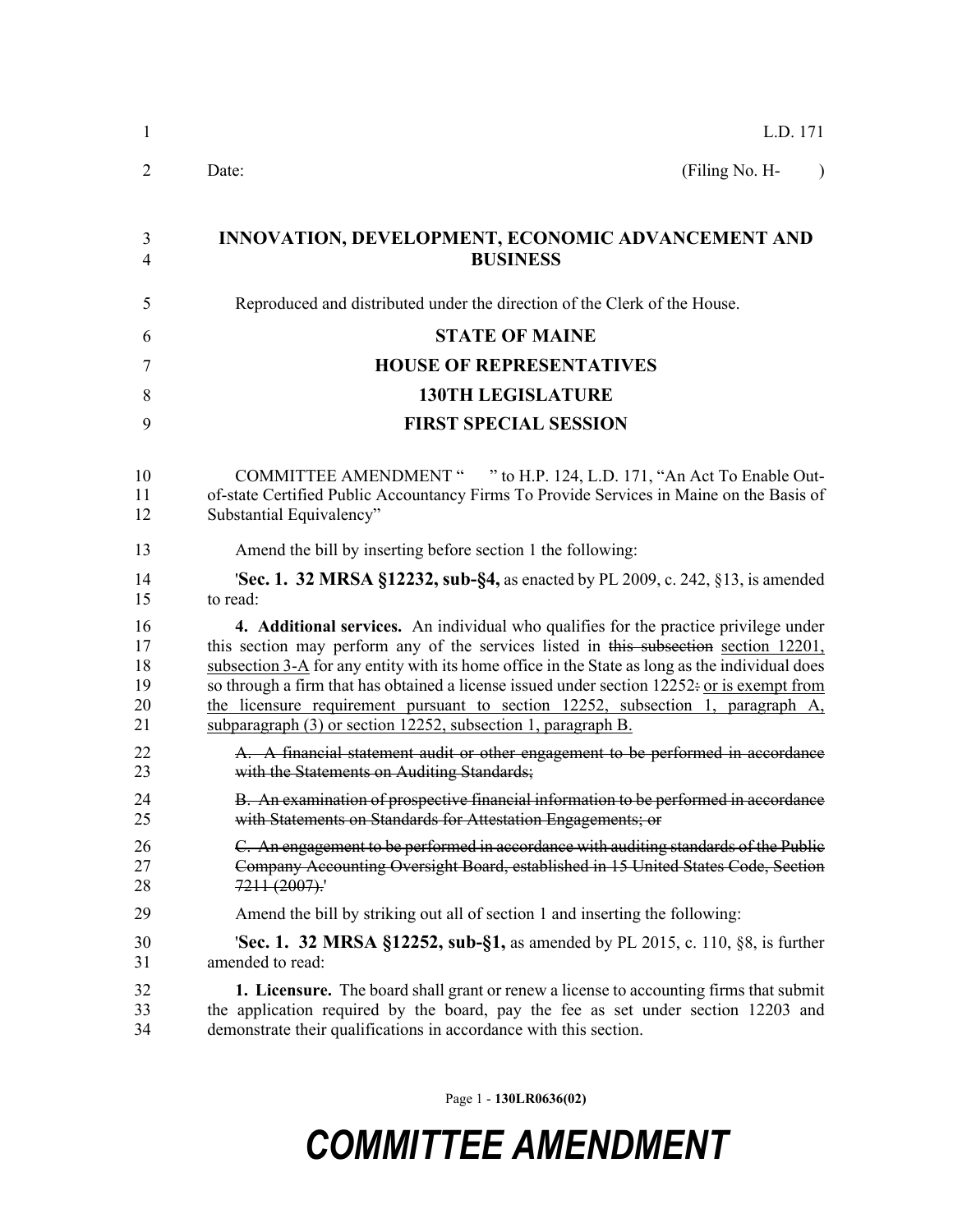L.D. 171

Date: (Filing No. H- )

# INNOVATION, DEVELOPMENT, ECONOMIC ADVANCEMENT AND BUSINESS

Reproduced and distributed under the direction of the Clerk of the House.

**STATE OF MAINE**

**HOUSE OF REPRESENTATIVES**

**130TH LEGISLATURE**

**FIRST SPECIAL SESSION**

COMMITTEE AMENDMENT " " to H.P. 124, L.D. 171, "An Act To Enable Out-of-state Certified Public Accountancy Firms To Provide Services in Maine on the Basis of Substantial Equivalency"

Amend the bill by inserting before section 1 the following:

'**Sec. 1. 32 MRSA §12232, sub-§4,** as enacted by PL 2009, c. 242, §13, is amended to read:

**4. Additional services.** An individual who qualifies for the practice privilege under this section may perform any of the services listed in ~~this subsection~~ section 12201, subsection 3-A for any entity with its home office in the State as long as the individual does so through a firm that has obtained a license issued under section 12252~~:~~ or is exempt from the licensure requirement pursuant to section 12252, subsection 1, paragraph A, subparagraph (3) or section 12252, subsection 1, paragraph B.

~~A. A financial statement audit or other engagement to be performed in accordance with the Statements on Auditing Standards;~~

~~B. An examination of prospective financial information to be performed in accordance with Statements on Standards for Attestation Engagements; or~~

~~C. An engagement to be performed in accordance with auditing standards of the Public Company Accounting Oversight Board, established in 15 United States Code, Section 7211 (2007).~~'

Amend the bill by striking out all of section 1 and inserting the following:

'**Sec. 1. 32 MRSA §12252, sub-§1,** as amended by PL 2015, c. 110, §8, is further amended to read:

**1. Licensure.** The board shall grant or renew a license to accounting firms that submit the application required by the board, pay the fee as set under section 12203 and demonstrate their qualifications in accordance with this section.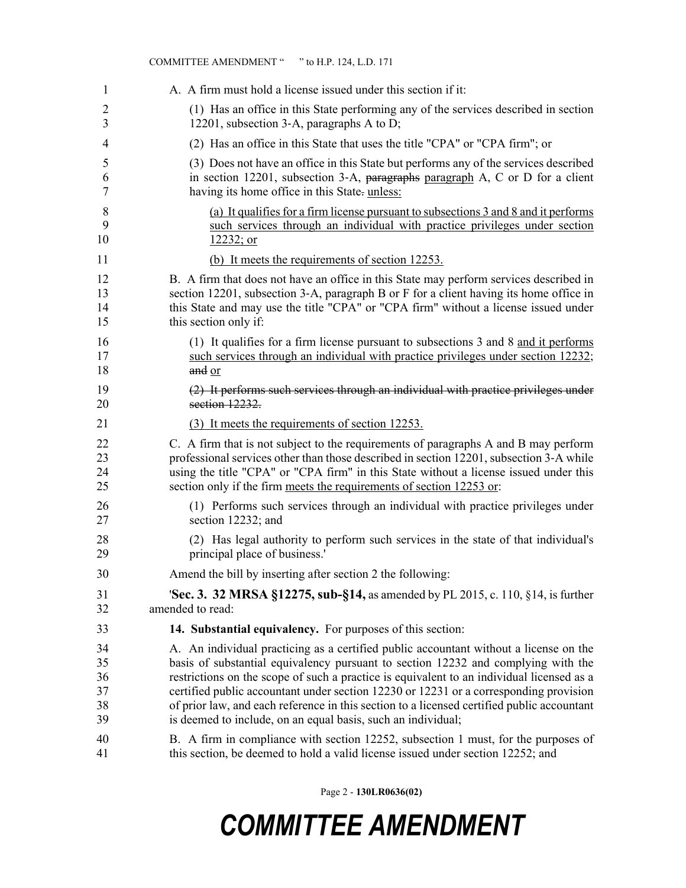A. A firm must hold a license issued under this section if it:

(1) Has an office in this State performing any of the services described in section 12201, subsection 3-A, paragraphs A to D;

(2) Has an office in this State that uses the title "CPA" or "CPA firm"; or

(3) Does not have an office in this State but performs any of the services described in section 12201, subsection 3-A, ~~paragraphs~~ paragraph A, C or D for a client having its home office in this State~~.~~ unless:

(a) It qualifies for a firm license pursuant to subsections 3 and 8 and it performs such services through an individual with practice privileges under section 12232; or

(b) It meets the requirements of section 12253.

B. A firm that does not have an office in this State may perform services described in section 12201, subsection 3-A, paragraph B or F for a client having its home office in this State and may use the title "CPA" or "CPA firm" without a license issued under this section only if:

(1) It qualifies for a firm license pursuant to subsections 3 and 8 and it performs such services through an individual with practice privileges under section 12232; ~~and~~ or

~~(2) It performs such services through an individual with practice privileges under section 12232.~~

(3) It meets the requirements of section 12253.

C. A firm that is not subject to the requirements of paragraphs A and B may perform professional services other than those described in section 12201, subsection 3-A while using the title "CPA" or "CPA firm" in this State without a license issued under this section only if the firm meets the requirements of section 12253 or:

(1) Performs such services through an individual with practice privileges under section 12232; and

(2) Has legal authority to perform such services in the state of that individual's principal place of business.'

Amend the bill by inserting after section 2 the following:

'**Sec. 3. 32 MRSA §12275, sub-§14,** as amended by PL 2015, c. 110, §14, is further amended to read:

**14. Substantial equivalency.** For purposes of this section:

A. An individual practicing as a certified public accountant without a license on the basis of substantial equivalency pursuant to section 12232 and complying with the restrictions on the scope of such a practice is equivalent to an individual licensed as a certified public accountant under section 12230 or 12231 or a corresponding provision of prior law, and each reference in this section to a licensed certified public accountant is deemed to include, on an equal basis, such an individual;

B. A firm in compliance with section 12252, subsection 1 must, for the purposes of this section, be deemed to hold a valid license issued under section 12252; and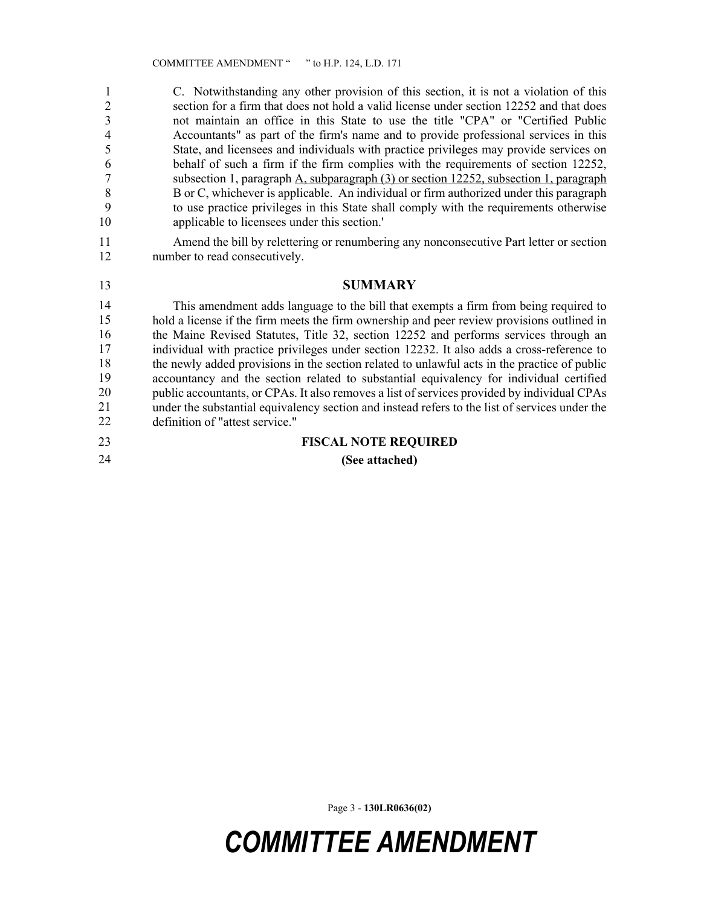C. Notwithstanding any other provision of this section, it is not a violation of this section for a firm that does not hold a valid license under section 12252 and that does not maintain an office in this State to use the title "CPA" or "Certified Public Accountants" as part of the firm's name and to provide professional services in this State, and licensees and individuals with practice privileges may provide services on behalf of such a firm if the firm complies with the requirements of section 12252, subsection 1, paragraph A, subparagraph (3) or section 12252, subsection 1, paragraph B or C, whichever is applicable. An individual or firm authorized under this paragraph to use practice privileges in this State shall comply with the requirements otherwise applicable to licensees under this section.'

Amend the bill by relettering or renumbering any nonconsecutive Part letter or section number to read consecutively.

## SUMMARY

This amendment adds language to the bill that exempts a firm from being required to hold a license if the firm meets the firm ownership and peer review provisions outlined in the Maine Revised Statutes, Title 32, section 12252 and performs services through an individual with practice privileges under section 12232. It also adds a cross-reference to the newly added provisions in the section related to unlawful acts in the practice of public accountancy and the section related to substantial equivalency for individual certified public accountants, or CPAs. It also removes a list of services provided by individual CPAs under the substantial equivalency section and instead refers to the list of services under the definition of "attest service."

**FISCAL NOTE REQUIRED**

**(See attached)**